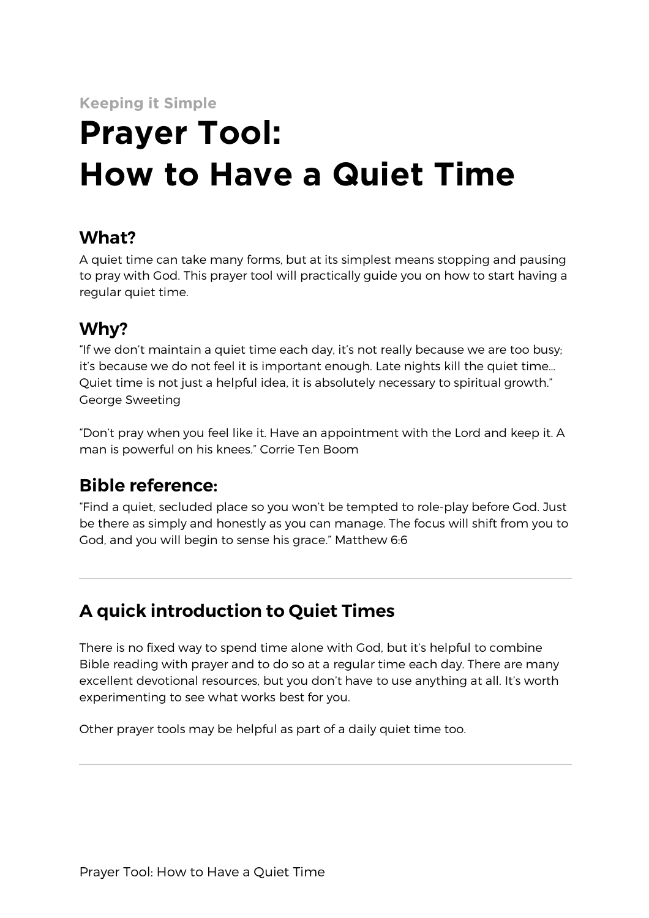Keeping it Simple

# Prayer Tool: How to Have a Quiet Time

## What?

A quiet time can take many forms, but at its simplest means stopping and pausing to pray with God. This prayer tool will practically guide you on how to start having a regular quiet time.

## Why?

"If we don't maintain a quiet time each day, it's not really because we are too busy; it's because we do not feel it is important enough. Late nights kill the quiet time... Quiet time is not just a helpful idea, it is absolutely necessary to spiritual growth." George Sweeting

"Don't pray when you feel like it. Have an appointment with the Lord and keep it. A man is powerful on his knees." Corrie Ten Boom

## Bible reference:

"Find a quiet, secluded place so you won't be tempted to role-play before God. Just be there as simply and honestly as you can manage. The focus will shift from you to God, and you will begin to sense his grace." Matthew 6:6

---

## A quick introduction to Quiet Times

There is no fixed way to spend time alone with God, but it's helpful to combine Bible reading with prayer and to do so at a regular time each day. There are many excellent devotional resources, but you don't have to use anything at all. It's worth experimenting to see what works best for you.

Other prayer tools may be helpful as part of a daily quiet time too.

---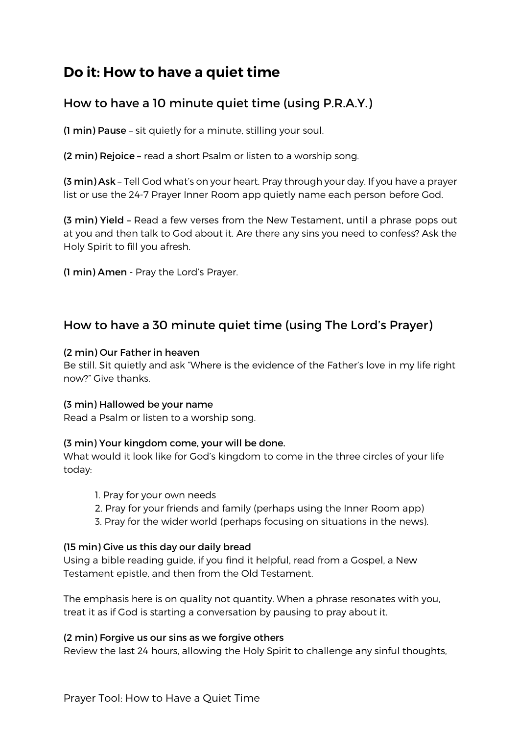# Do it: How to have a quiet time

## How to have a 10 minute quiet time (using P.R.A.Y.)

**(1 min) Pause** – sit quietly for a minute, stilling your soul.

**(2 min) Rejoice** – read a short Psalm or listen to a worship song.

**(3 min) Ask** – Tell God what's on your heart. Pray through your day. If you have a prayer list or use the 24-7 Prayer Inner Room app quietly name each person before God.

**(3 min) Yield** – Read a few verses from the New Testament, until a phrase pops out at you and then talk to God about it. Are there any sins you need to confess? Ask the Holy Spirit to fill you afresh.

**(1 min) Amen** - Pray the Lord's Prayer.

## How to have a 30 minute quiet time (using The Lord's Prayer)

**(2 min) Our Father in heaven**
Be still. Sit quietly and ask "Where is the evidence of the Father's love in my life right now?" Give thanks.

**(3 min) Hallowed be your name**
Read a Psalm or listen to a worship song.

**(3 min) Your kingdom come, your will be done.**
What would it look like for God's kingdom to come in the three circles of your life today:

1. Pray for your own needs
2. Pray for your friends and family (perhaps using the Inner Room app)
3. Pray for the wider world (perhaps focusing on situations in the news).

**(15 min) Give us this day our daily bread**
Using a bible reading guide, if you find it helpful, read from a Gospel, a New Testament epistle, and then from the Old Testament.

The emphasis here is on quality not quantity. When a phrase resonates with you, treat it as if God is starting a conversation by pausing to pray about it.

**(2 min) Forgive us our sins as we forgive others**
Review the last 24 hours, allowing the Holy Spirit to challenge any sinful thoughts,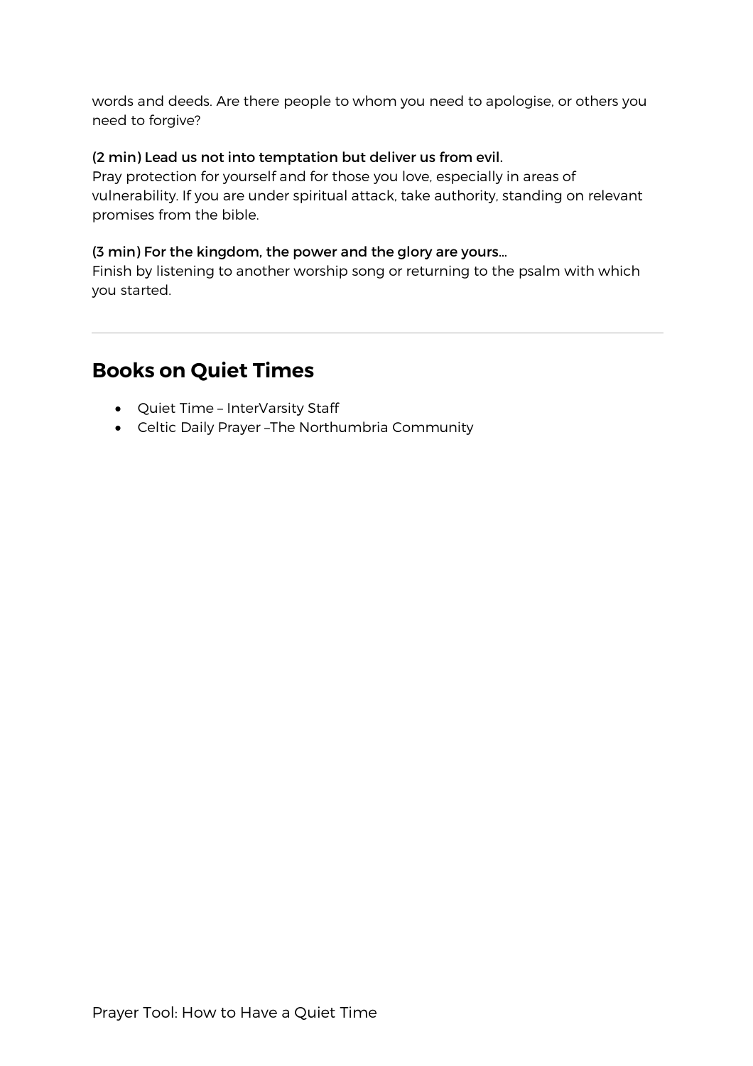words and deeds. Are there people to whom you need to apologise, or others you need to forgive?

**(2 min) Lead us not into temptation but deliver us from evil.**
Pray protection for yourself and for those you love, especially in areas of vulnerability. If you are under spiritual attack, take authority, standing on relevant promises from the bible.

**(3 min) For the kingdom, the power and the glory are yours…**
Finish by listening to another worship song or returning to the psalm with which you started.

---

## Books on Quiet Times

- Quiet Time – InterVarsity Staff
- Celtic Daily Prayer –The Northumbria Community